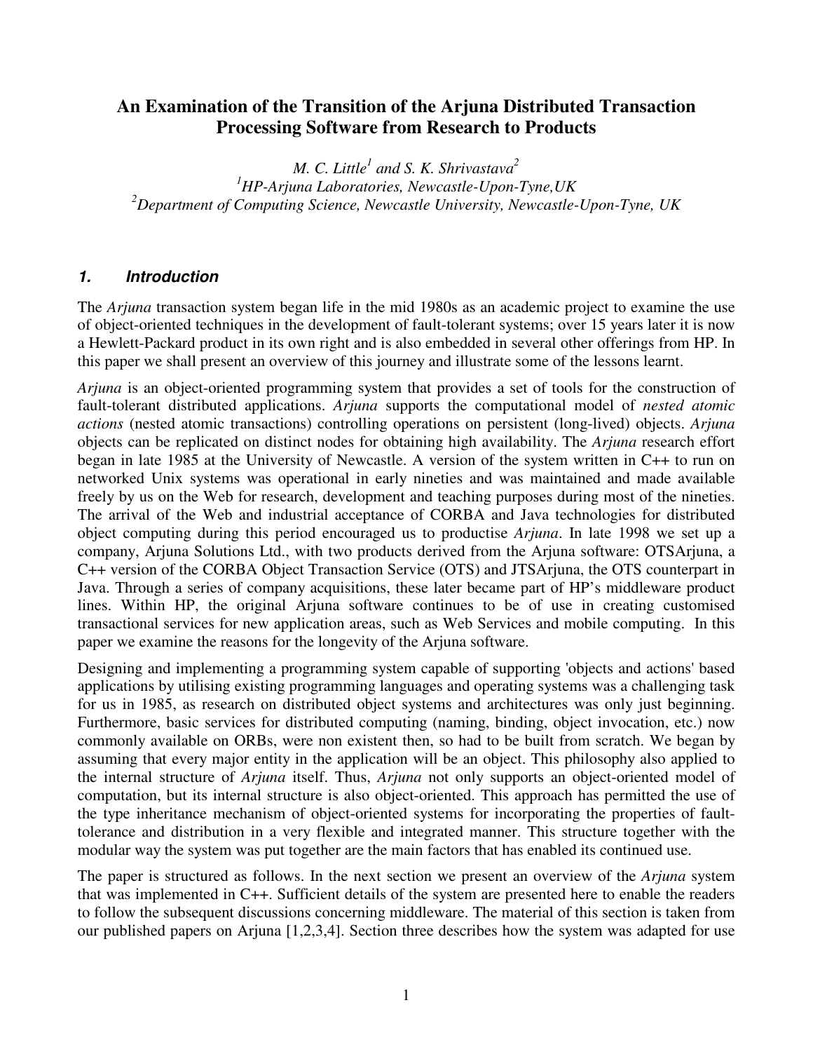# An Examination of the Transition of the Arjuna Distributed Transaction Processing Software from Research to Products

*M. C. Little[1] and S. K. Shrivastava[2]*

*[1]HP-Arjuna Laboratories, Newcastle-Upon-Tyne,UK*

*[2]Department of Computing Science, Newcastle University, Newcastle-Upon-Tyne, UK*

## 1. Introduction

The *Arjuna* transaction system began life in the mid 1980s as an academic project to examine the use of object-oriented techniques in the development of fault-tolerant systems; over 15 years later it is now a Hewlett-Packard product in its own right and is also embedded in several other offerings from HP. In this paper we shall present an overview of this journey and illustrate some of the lessons learnt.

*Arjuna* is an object-oriented programming system that provides a set of tools for the construction of fault-tolerant distributed applications. *Arjuna* supports the computational model of *nested atomic actions* (nested atomic transactions) controlling operations on persistent (long-lived) objects. *Arjuna* objects can be replicated on distinct nodes for obtaining high availability. The *Arjuna* research effort began in late 1985 at the University of Newcastle. A version of the system written in C++ to run on networked Unix systems was operational in early nineties and was maintained and made available freely by us on the Web for research, development and teaching purposes during most of the nineties. The arrival of the Web and industrial acceptance of CORBA and Java technologies for distributed object computing during this period encouraged us to productise *Arjuna*. In late 1998 we set up a company, Arjuna Solutions Ltd., with two products derived from the Arjuna software: OTSArjuna, a C++ version of the CORBA Object Transaction Service (OTS) and JTSArjuna, the OTS counterpart in Java. Through a series of company acquisitions, these later became part of HP's middleware product lines. Within HP, the original Arjuna software continues to be of use in creating customised transactional services for new application areas, such as Web Services and mobile computing. In this paper we examine the reasons for the longevity of the Arjuna software.

Designing and implementing a programming system capable of supporting 'objects and actions' based applications by utilising existing programming languages and operating systems was a challenging task for us in 1985, as research on distributed object systems and architectures was only just beginning. Furthermore, basic services for distributed computing (naming, binding, object invocation, etc.) now commonly available on ORBs, were non existent then, so had to be built from scratch. We began by assuming that every major entity in the application will be an object. This philosophy also applied to the internal structure of *Arjuna* itself. Thus, *Arjuna* not only supports an object-oriented model of computation, but its internal structure is also object-oriented. This approach has permitted the use of the type inheritance mechanism of object-oriented systems for incorporating the properties of fault-tolerance and distribution in a very flexible and integrated manner. This structure together with the modular way the system was put together are the main factors that has enabled its continued use.

The paper is structured as follows. In the next section we present an overview of the *Arjuna* system that was implemented in C++. Sufficient details of the system are presented here to enable the readers to follow the subsequent discussions concerning middleware. The material of this section is taken from our published papers on Arjuna [1,2,3,4]. Section three describes how the system was adapted for use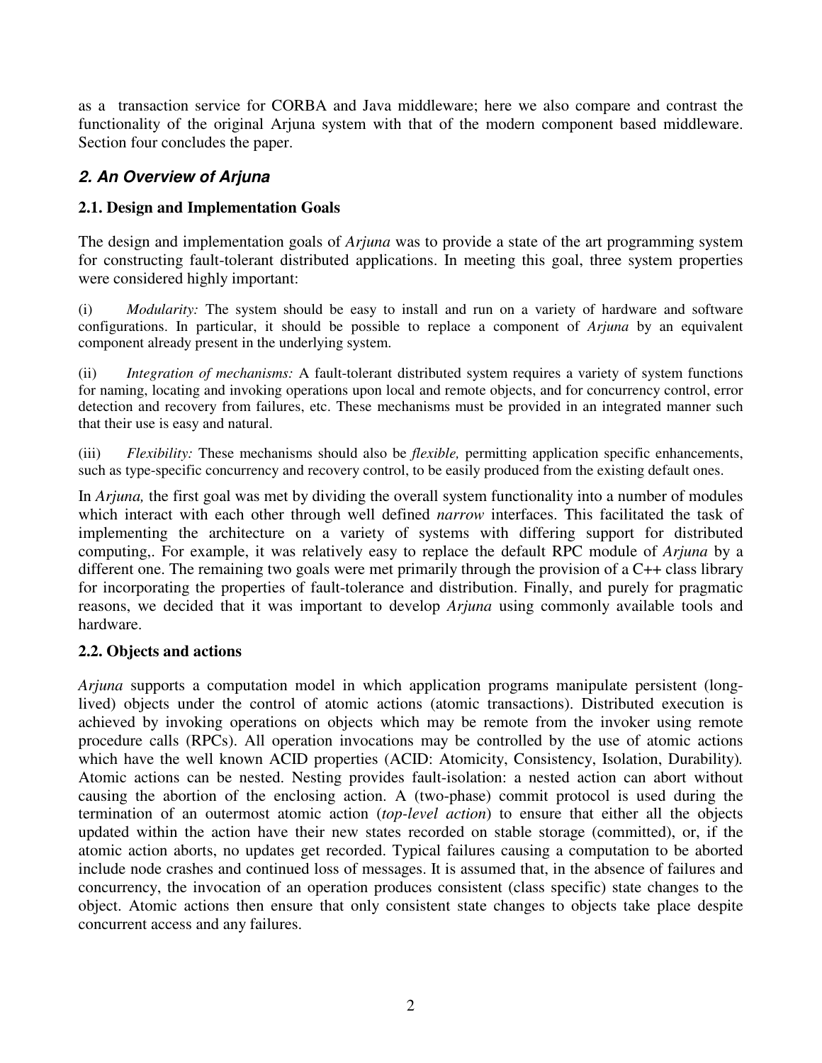as a transaction service for CORBA and Java middleware; here we also compare and contrast the functionality of the original Arjuna system with that of the modern component based middleware. Section four concludes the paper.

## *2. An Overview of Arjuna*

### 2.1. Design and Implementation Goals

The design and implementation goals of *Arjuna* was to provide a state of the art programming system for constructing fault-tolerant distributed applications. In meeting this goal, three system properties were considered highly important:

(i) *Modularity:* The system should be easy to install and run on a variety of hardware and software configurations. In particular, it should be possible to replace a component of *Arjuna* by an equivalent component already present in the underlying system.

(ii) *Integration of mechanisms:* A fault-tolerant distributed system requires a variety of system functions for naming, locating and invoking operations upon local and remote objects, and for concurrency control, error detection and recovery from failures, etc. These mechanisms must be provided in an integrated manner such that their use is easy and natural.

(iii) *Flexibility:* These mechanisms should also be *flexible,* permitting application specific enhancements, such as type-specific concurrency and recovery control, to be easily produced from the existing default ones.

In *Arjuna,* the first goal was met by dividing the overall system functionality into a number of modules which interact with each other through well defined *narrow* interfaces. This facilitated the task of implementing the architecture on a variety of systems with differing support for distributed computing,. For example, it was relatively easy to replace the default RPC module of *Arjuna* by a different one. The remaining two goals were met primarily through the provision of a C++ class library for incorporating the properties of fault-tolerance and distribution. Finally, and purely for pragmatic reasons, we decided that it was important to develop *Arjuna* using commonly available tools and hardware.

### 2.2. Objects and actions

*Arjuna* supports a computation model in which application programs manipulate persistent (long-lived) objects under the control of atomic actions (atomic transactions). Distributed execution is achieved by invoking operations on objects which may be remote from the invoker using remote procedure calls (RPCs). All operation invocations may be controlled by the use of atomic actions which have the well known ACID properties (ACID: Atomicity, Consistency, Isolation, Durability). Atomic actions can be nested. Nesting provides fault-isolation: a nested action can abort without causing the abortion of the enclosing action. A (two-phase) commit protocol is used during the termination of an outermost atomic action (*top-level action*) to ensure that either all the objects updated within the action have their new states recorded on stable storage (committed), or, if the atomic action aborts, no updates get recorded. Typical failures causing a computation to be aborted include node crashes and continued loss of messages. It is assumed that, in the absence of failures and concurrency, the invocation of an operation produces consistent (class specific) state changes to the object. Atomic actions then ensure that only consistent state changes to objects take place despite concurrent access and any failures.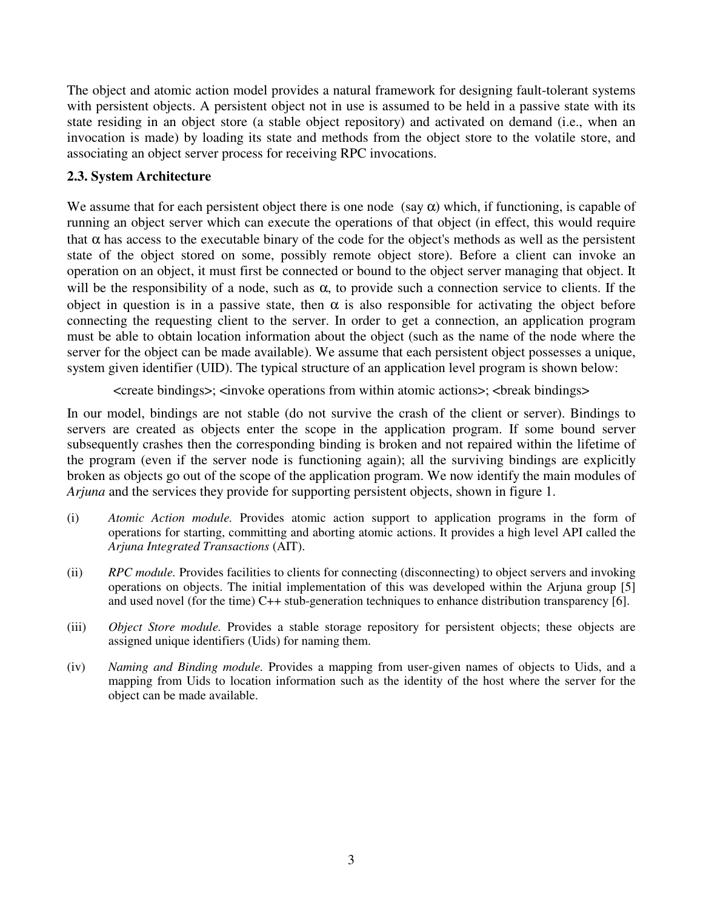The object and atomic action model provides a natural framework for designing fault-tolerant systems with persistent objects. A persistent object not in use is assumed to be held in a passive state with its state residing in an object store (a stable object repository) and activated on demand (i.e., when an invocation is made) by loading its state and methods from the object store to the volatile store, and associating an object server process for receiving RPC invocations.

### 2.3. System Architecture

We assume that for each persistent object there is one node (say $\alpha$) which, if functioning, is capable of running an object server which can execute the operations of that object (in effect, this would require that $\alpha$ has access to the executable binary of the code for the object's methods as well as the persistent state of the object stored on some, possibly remote object store). Before a client can invoke an operation on an object, it must first be connected or bound to the object server managing that object. It will be the responsibility of a node, such as $\alpha$, to provide such a connection service to clients. If the object in question is in a passive state, then $\alpha$ is also responsible for activating the object before connecting the requesting client to the server. In order to get a connection, an application program must be able to obtain location information about the object (such as the name of the node where the server for the object can be made available). We assume that each persistent object possesses a unique, system given identifier (UID). The typical structure of an application level program is shown below:

<create bindings>; <invoke operations from within atomic actions>; <break bindings>

In our model, bindings are not stable (do not survive the crash of the client or server). Bindings to servers are created as objects enter the scope in the application program. If some bound server subsequently crashes then the corresponding binding is broken and not repaired within the lifetime of the program (even if the server node is functioning again); all the surviving bindings are explicitly broken as objects go out of the scope of the application program. We now identify the main modules of *Arjuna* and the services they provide for supporting persistent objects, shown in figure 1.

(i) *Atomic Action module.* Provides atomic action support to application programs in the form of operations for starting, committing and aborting atomic actions. It provides a high level API called the *Arjuna Integrated Transactions* (AIT).

(ii) *RPC module.* Provides facilities to clients for connecting (disconnecting) to object servers and invoking operations on objects. The initial implementation of this was developed within the Arjuna group [5] and used novel (for the time) C++ stub-generation techniques to enhance distribution transparency [6].

(iii) *Object Store module.* Provides a stable storage repository for persistent objects; these objects are assigned unique identifiers (Uids) for naming them.

(iv) *Naming and Binding module.* Provides a mapping from user-given names of objects to Uids, and a mapping from Uids to location information such as the identity of the host where the server for the object can be made available.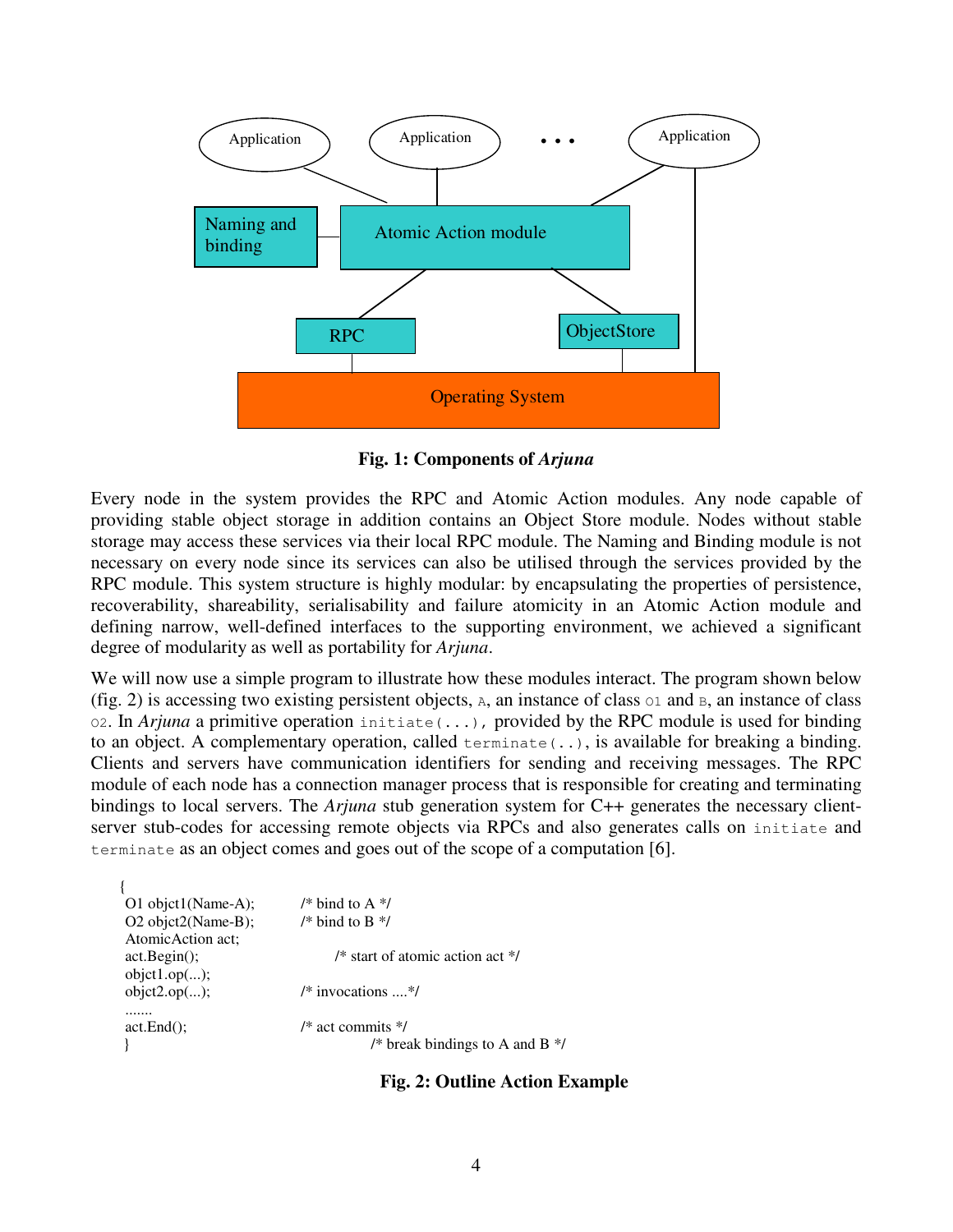**Fig. 1: Components of *Arjuna***

Every node in the system provides the RPC and Atomic Action modules. Any node capable of providing stable object storage in addition contains an Object Store module. Nodes without stable storage may access these services via their local RPC module. The Naming and Binding module is not necessary on every node since its services can also be utilised through the services provided by the RPC module. This system structure is highly modular: by encapsulating the properties of persistence, recoverability, shareability, serialisability and failure atomicity in an Atomic Action module and defining narrow, well-defined interfaces to the supporting environment, we achieved a significant degree of modularity as well as portability for *Arjuna*.

We will now use a simple program to illustrate how these modules interact. The program shown below (fig. 2) is accessing two existing persistent objects, `A`, an instance of class `O1` and `B`, an instance of class `O2`. In *Arjuna* a primitive operation `initiate(...)`, provided by the RPC module is used for binding to an object. A complementary operation, called `terminate(..)`, is available for breaking a binding. Clients and servers have communication identifiers for sending and receiving messages. The RPC module of each node has a connection manager process that is responsible for creating and terminating bindings to local servers. The *Arjuna* stub generation system for C++ generates the necessary client-server stub-codes for accessing remote objects via RPCs and also generates calls on `initiate` and `terminate` as an object comes and goes out of the scope of a computation [6].

```
{
 O1 objct1(Name-A);        /* bind to A */
 O2 objct2(Name-B);        /* bind to B */
 AtomicAction act;
 act.Begin();                   /* start of atomic action act */
 objct1.op(...);
 objct2.op(...);           /* invocations ....*/
 .......
 act.End();                /* act commits */
 }                                  /* break bindings to A and B */
```

**Fig. 2: Outline Action Example**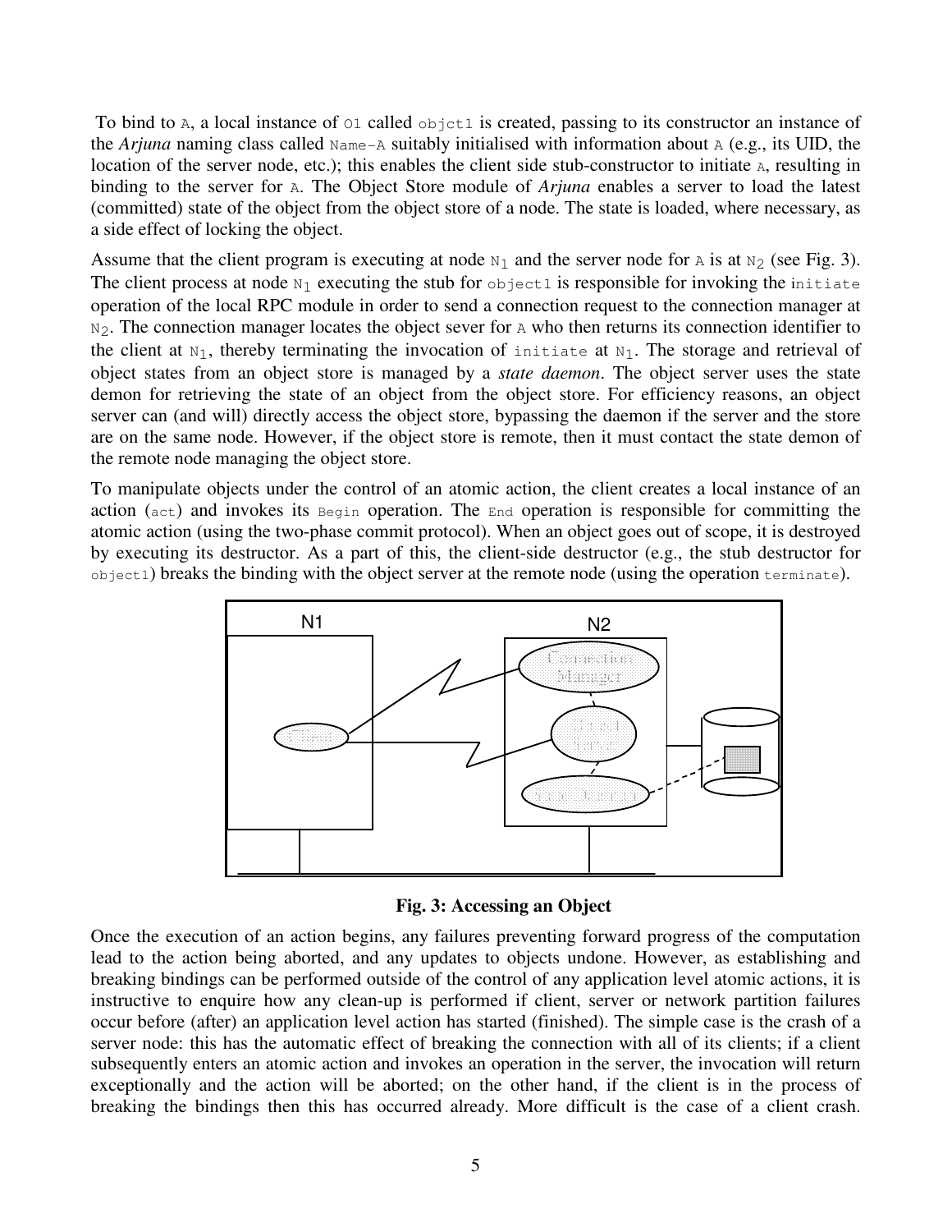To bind to A, a local instance of O1 called objct1 is created, passing to its constructor an instance of the *Arjuna* naming class called Name-A suitably initialised with information about A (e.g., its UID, the location of the server node, etc.); this enables the client side stub-constructor to initiate A, resulting in binding to the server for A. The Object Store module of *Arjuna* enables a server to load the latest (committed) state of the object from the object store of a node. The state is loaded, where necessary, as a side effect of locking the object.

Assume that the client program is executing at node $N_1$ and the server node for A is at $N_2$ (see Fig. 3). The client process at node $N_1$ executing the stub for object1 is responsible for invoking the initiate operation of the local RPC module in order to send a connection request to the connection manager at $N_2$. The connection manager locates the object sever for A who then returns its connection identifier to the client at $N_1$, thereby terminating the invocation of initiate at $N_1$. The storage and retrieval of object states from an object store is managed by a *state daemon*. The object server uses the state demon for retrieving the state of an object from the object store. For efficiency reasons, an object server can (and will) directly access the object store, bypassing the daemon if the server and the store are on the same node. However, if the object store is remote, then it must contact the state demon of the remote node managing the object store.

To manipulate objects under the control of an atomic action, the client creates a local instance of an action (act) and invokes its Begin operation. The End operation is responsible for committing the atomic action (using the two-phase commit protocol). When an object goes out of scope, it is destroyed by executing its destructor. As a part of this, the client-side destructor (e.g., the stub destructor for object1) breaks the binding with the object server at the remote node (using the operation terminate).

**Fig. 3: Accessing an Object**

Once the execution of an action begins, any failures preventing forward progress of the computation lead to the action being aborted, and any updates to objects undone. However, as establishing and breaking bindings can be performed outside of the control of any application level atomic actions, it is instructive to enquire how any clean-up is performed if client, server or network partition failures occur before (after) an application level action has started (finished). The simple case is the crash of a server node: this has the automatic effect of breaking the connection with all of its clients; if a client subsequently enters an atomic action and invokes an operation in the server, the invocation will return exceptionally and the action will be aborted; on the other hand, if the client is in the process of breaking the bindings then this has occurred already. More difficult is the case of a client crash.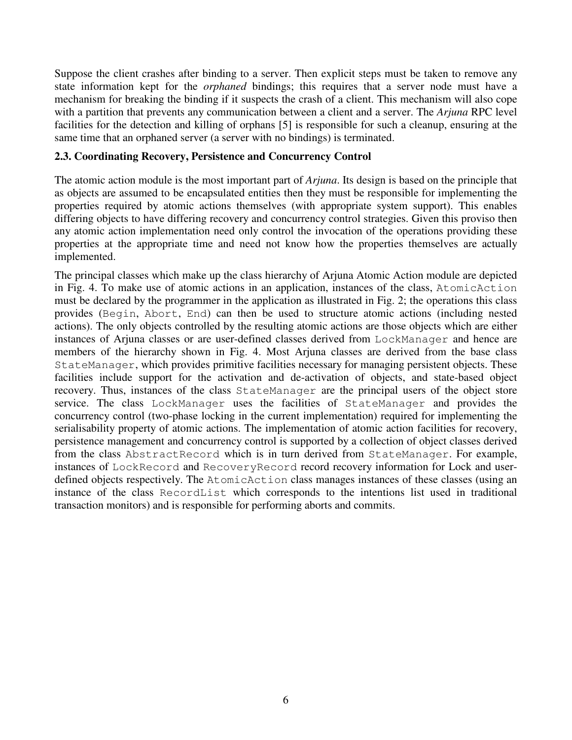Suppose the client crashes after binding to a server. Then explicit steps must be taken to remove any state information kept for the *orphaned* bindings; this requires that a server node must have a mechanism for breaking the binding if it suspects the crash of a client. This mechanism will also cope with a partition that prevents any communication between a client and a server. The *Arjuna* RPC level facilities for the detection and killing of orphans [5] is responsible for such a cleanup, ensuring at the same time that an orphaned server (a server with no bindings) is terminated.

### 2.3. Coordinating Recovery, Persistence and Concurrency Control

The atomic action module is the most important part of *Arjuna*. Its design is based on the principle that as objects are assumed to be encapsulated entities then they must be responsible for implementing the properties required by atomic actions themselves (with appropriate system support). This enables differing objects to have differing recovery and concurrency control strategies. Given this proviso then any atomic action implementation need only control the invocation of the operations providing these properties at the appropriate time and need not know how the properties themselves are actually implemented.

The principal classes which make up the class hierarchy of Arjuna Atomic Action module are depicted in Fig. 4. To make use of atomic actions in an application, instances of the class, `AtomicAction` must be declared by the programmer in the application as illustrated in Fig. 2; the operations this class provides (`Begin`, `Abort`, `End`) can then be used to structure atomic actions (including nested actions). The only objects controlled by the resulting atomic actions are those objects which are either instances of Arjuna classes or are user-defined classes derived from `LockManager` and hence are members of the hierarchy shown in Fig. 4. Most Arjuna classes are derived from the base class `StateManager`, which provides primitive facilities necessary for managing persistent objects. These facilities include support for the activation and de-activation of objects, and state-based object recovery. Thus, instances of the class `StateManager` are the principal users of the object store service. The class `LockManager` uses the facilities of `StateManager` and provides the concurrency control (two-phase locking in the current implementation) required for implementing the serialisability property of atomic actions. The implementation of atomic action facilities for recovery, persistence management and concurrency control is supported by a collection of object classes derived from the class `AbstractRecord` which is in turn derived from `StateManager`. For example, instances of `LockRecord` and `RecoveryRecord` record recovery information for Lock and user-defined objects respectively. The `AtomicAction` class manages instances of these classes (using an instance of the class `RecordList` which corresponds to the intentions list used in traditional transaction monitors) and is responsible for performing aborts and commits.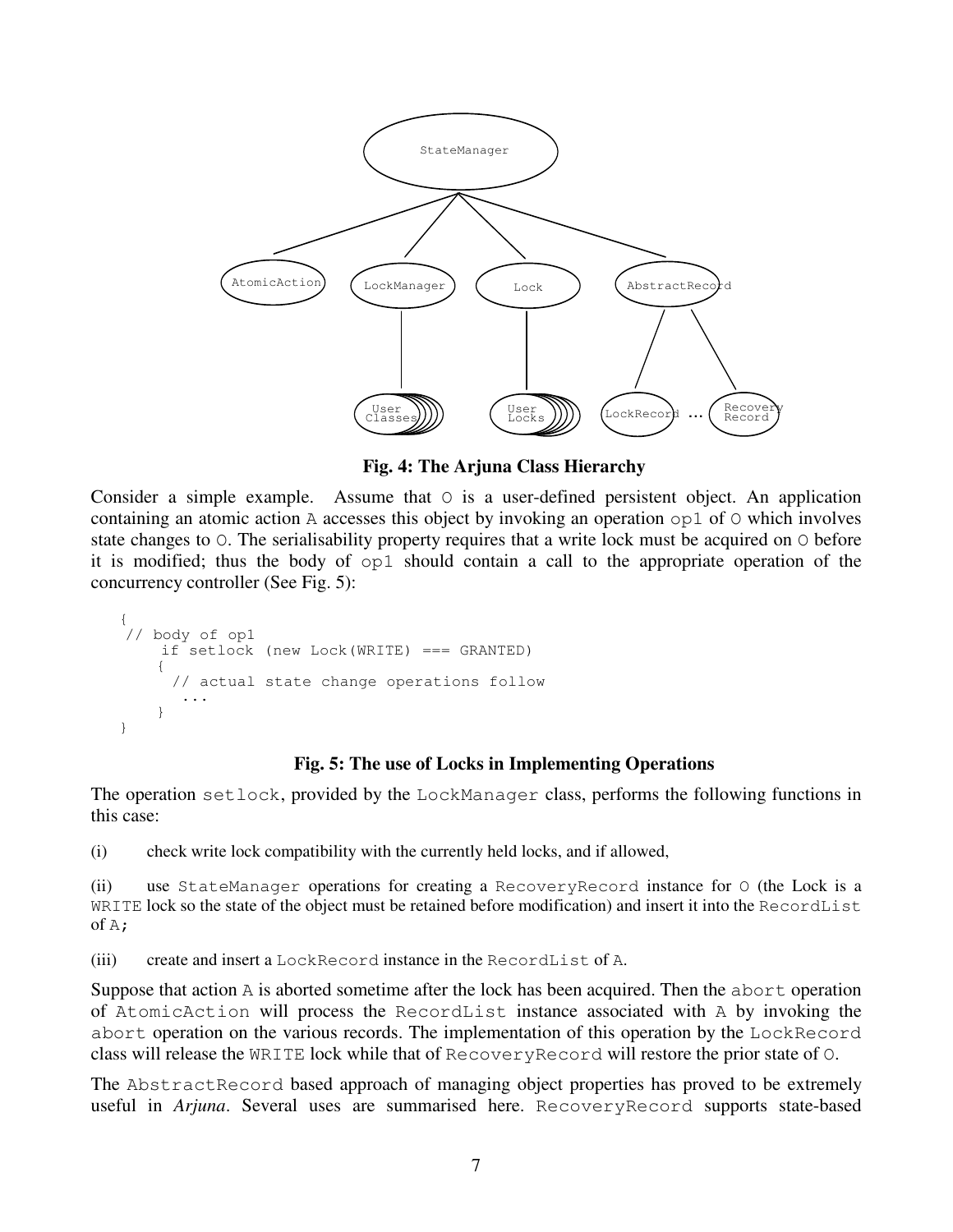Fig. 4: The Arjuna Class Hierarchy

Consider a simple example. Assume that O is a user-defined persistent object. An application containing an atomic action A accesses this object by invoking an operation op1 of O which involves state changes to O. The serialisability property requires that a write lock must be acquired on O before it is modified; thus the body of op1 should contain a call to the appropriate operation of the concurrency controller (See Fig. 5):

```
{
 // body of op1
     if setlock (new Lock(WRITE) === GRANTED)
     {
       // actual state change operations follow
         ...
     }
}
```

**Fig. 5: The use of Locks in Implementing Operations**

The operation setlock, provided by the LockManager class, performs the following functions in this case:

(i) check write lock compatibility with the currently held locks, and if allowed,

(ii) use StateManager operations for creating a RecoveryRecord instance for O (the Lock is a WRITE lock so the state of the object must be retained before modification) and insert it into the RecordList of A;

(iii) create and insert a LockRecord instance in the RecordList of A.

Suppose that action A is aborted sometime after the lock has been acquired. Then the abort operation of AtomicAction will process the RecordList instance associated with A by invoking the abort operation on the various records. The implementation of this operation by the LockRecord class will release the WRITE lock while that of RecoveryRecord will restore the prior state of O.

The AbstractRecord based approach of managing object properties has proved to be extremely useful in *Arjuna*. Several uses are summarised here. RecoveryRecord supports state-based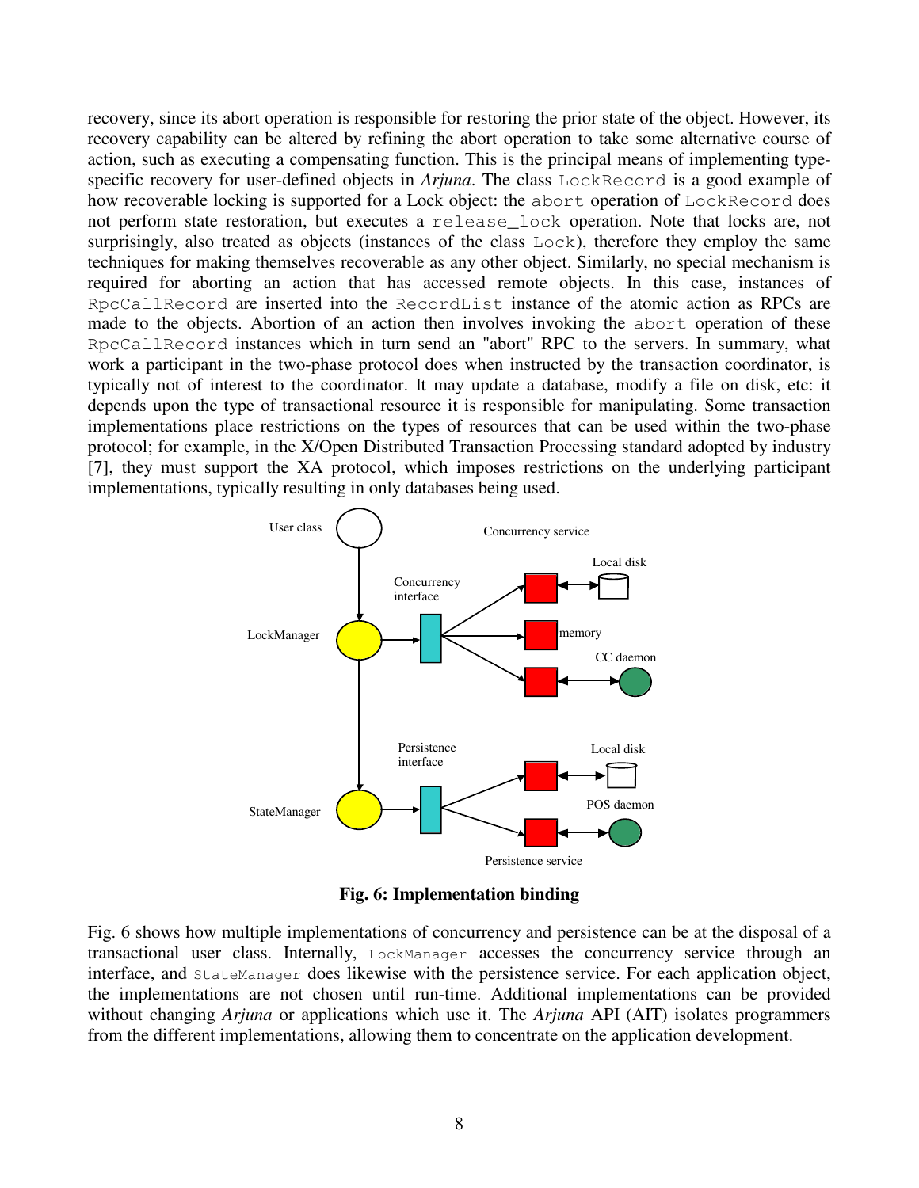recovery, since its abort operation is responsible for restoring the prior state of the object. However, its recovery capability can be altered by refining the abort operation to take some alternative course of action, such as executing a compensating function. This is the principal means of implementing type-specific recovery for user-defined objects in *Arjuna*. The class `LockRecord` is a good example of how recoverable locking is supported for a Lock object: the `abort` operation of `LockRecord` does not perform state restoration, but executes a `release_lock` operation. Note that locks are, not surprisingly, also treated as objects (instances of the class `Lock`), therefore they employ the same techniques for making themselves recoverable as any other object. Similarly, no special mechanism is required for aborting an action that has accessed remote objects. In this case, instances of `RpcCallRecord` are inserted into the `RecordList` instance of the atomic action as RPCs are made to the objects. Abortion of an action then involves invoking the `abort` operation of these `RpcCallRecord` instances which in turn send an "abort" RPC to the servers. In summary, what work a participant in the two-phase protocol does when instructed by the transaction coordinator, is typically not of interest to the coordinator. It may update a database, modify a file on disk, etc: it depends upon the type of transactional resource it is responsible for manipulating. Some transaction implementations place restrictions on the types of resources that can be used within the two-phase protocol; for example, in the X/Open Distributed Transaction Processing standard adopted by industry [7], they must support the XA protocol, which imposes restrictions on the underlying participant implementations, typically resulting in only databases being used.

**Fig. 6: Implementation binding**

Fig. 6 shows how multiple implementations of concurrency and persistence can be at the disposal of a transactional user class. Internally, `LockManager` accesses the concurrency service through an interface, and `StateManager` does likewise with the persistence service. For each application object, the implementations are not chosen until run-time. Additional implementations can be provided without changing *Arjuna* or applications which use it. The *Arjuna* API (AIT) isolates programmers from the different implementations, allowing them to concentrate on the application development.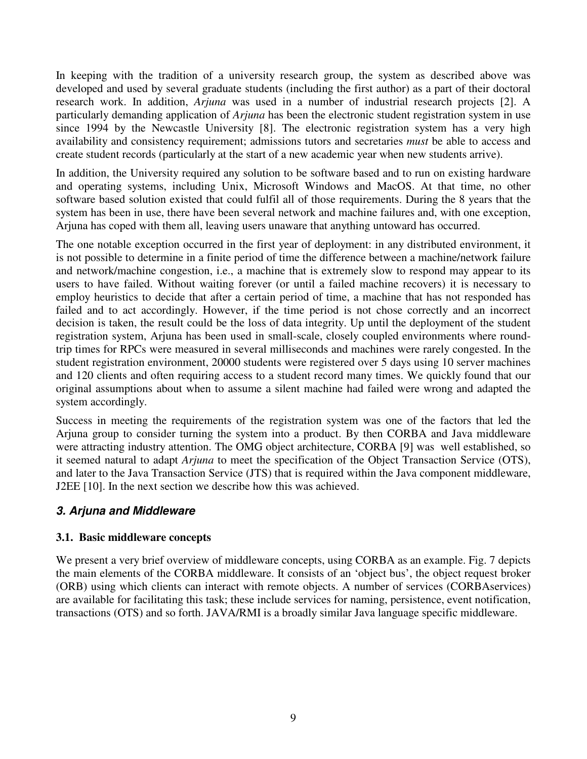In keeping with the tradition of a university research group, the system as described above was developed and used by several graduate students (including the first author) as a part of their doctoral research work. In addition, *Arjuna* was used in a number of industrial research projects [2]. A particularly demanding application of *Arjuna* has been the electronic student registration system in use since 1994 by the Newcastle University [8]. The electronic registration system has a very high availability and consistency requirement; admissions tutors and secretaries *must* be able to access and create student records (particularly at the start of a new academic year when new students arrive).

In addition, the University required any solution to be software based and to run on existing hardware and operating systems, including Unix, Microsoft Windows and MacOS. At that time, no other software based solution existed that could fulfil all of those requirements. During the 8 years that the system has been in use, there have been several network and machine failures and, with one exception, Arjuna has coped with them all, leaving users unaware that anything untoward has occurred.

The one notable exception occurred in the first year of deployment: in any distributed environment, it is not possible to determine in a finite period of time the difference between a machine/network failure and network/machine congestion, i.e., a machine that is extremely slow to respond may appear to its users to have failed. Without waiting forever (or until a failed machine recovers) it is necessary to employ heuristics to decide that after a certain period of time, a machine that has not responded has failed and to act accordingly. However, if the time period is not chose correctly and an incorrect decision is taken, the result could be the loss of data integrity. Up until the deployment of the student registration system, Arjuna has been used in small-scale, closely coupled environments where round-trip times for RPCs were measured in several milliseconds and machines were rarely congested. In the student registration environment, 20000 students were registered over 5 days using 10 server machines and 120 clients and often requiring access to a student record many times. We quickly found that our original assumptions about when to assume a silent machine had failed were wrong and adapted the system accordingly.

Success in meeting the requirements of the registration system was one of the factors that led the Arjuna group to consider turning the system into a product. By then CORBA and Java middleware were attracting industry attention. The OMG object architecture, CORBA [9] was well established, so it seemed natural to adapt *Arjuna* to meet the specification of the Object Transaction Service (OTS), and later to the Java Transaction Service (JTS) that is required within the Java component middleware, J2EE [10]. In the next section we describe how this was achieved.

## *3. Arjuna and Middleware*

### 3.1. Basic middleware concepts

We present a very brief overview of middleware concepts, using CORBA as an example. Fig. 7 depicts the main elements of the CORBA middleware. It consists of an 'object bus', the object request broker (ORB) using which clients can interact with remote objects. A number of services (CORBAservices) are available for facilitating this task; these include services for naming, persistence, event notification, transactions (OTS) and so forth. JAVA/RMI is a broadly similar Java language specific middleware.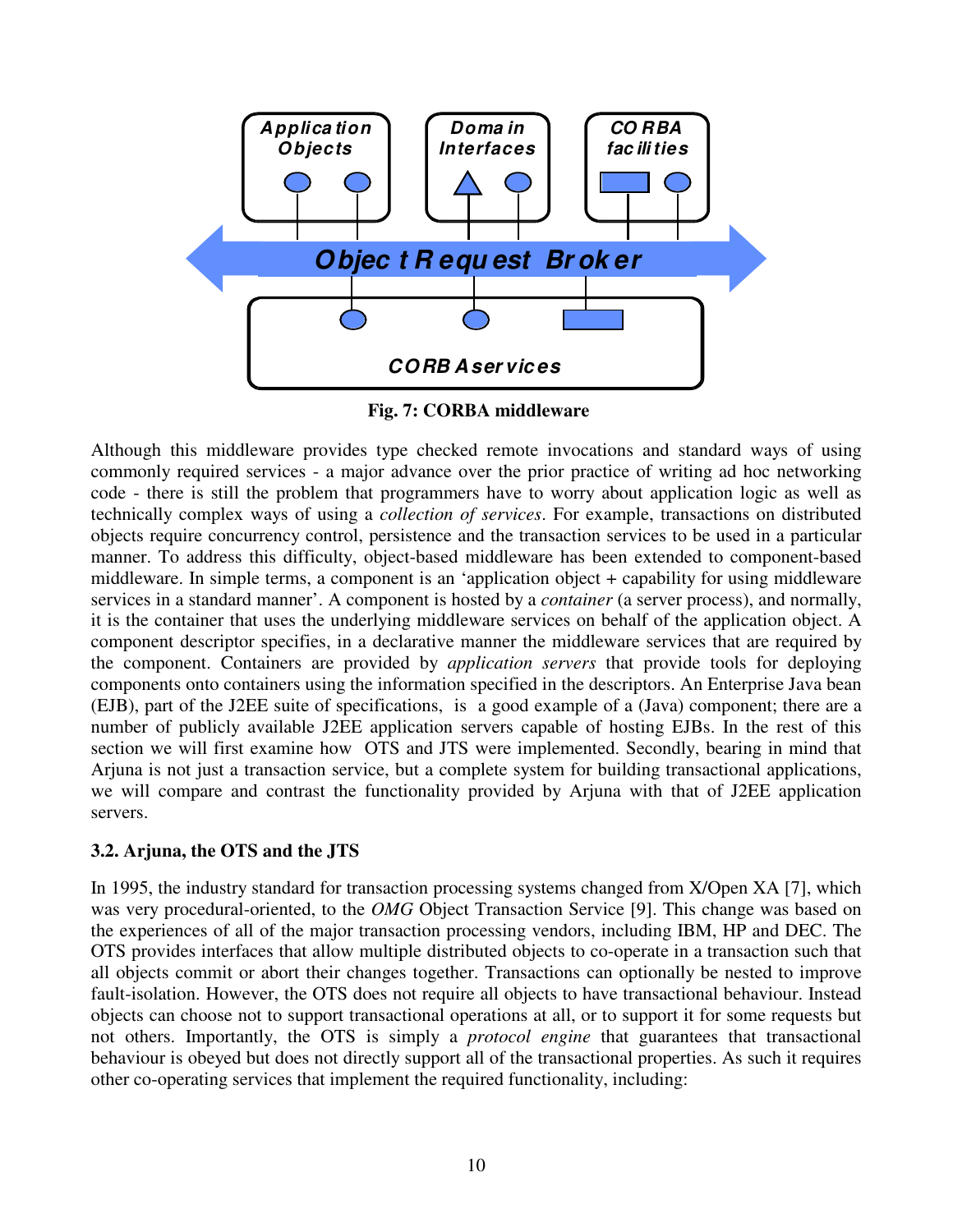**Fig. 7: CORBA middleware**

Although this middleware provides type checked remote invocations and standard ways of using commonly required services - a major advance over the prior practice of writing ad hoc networking code - there is still the problem that programmers have to worry about application logic as well as technically complex ways of using a *collection of services*. For example, transactions on distributed objects require concurrency control, persistence and the transaction services to be used in a particular manner. To address this difficulty, object-based middleware has been extended to component-based middleware. In simple terms, a component is an 'application object + capability for using middleware services in a standard manner'. A component is hosted by a *container* (a server process), and normally, it is the container that uses the underlying middleware services on behalf of the application object. A component descriptor specifies, in a declarative manner the middleware services that are required by the component. Containers are provided by *application servers* that provide tools for deploying components onto containers using the information specified in the descriptors. An Enterprise Java bean (EJB), part of the J2EE suite of specifications, is a good example of a (Java) component; there are a number of publicly available J2EE application servers capable of hosting EJBs. In the rest of this section we will first examine how OTS and JTS were implemented. Secondly, bearing in mind that Arjuna is not just a transaction service, but a complete system for building transactional applications, we will compare and contrast the functionality provided by Arjuna with that of J2EE application servers.

### 3.2. Arjuna, the OTS and the JTS

In 1995, the industry standard for transaction processing systems changed from X/Open XA [7], which was very procedural-oriented, to the *OMG* Object Transaction Service [9]. This change was based on the experiences of all of the major transaction processing vendors, including IBM, HP and DEC. The OTS provides interfaces that allow multiple distributed objects to co-operate in a transaction such that all objects commit or abort their changes together. Transactions can optionally be nested to improve fault-isolation. However, the OTS does not require all objects to have transactional behaviour. Instead objects can choose not to support transactional operations at all, or to support it for some requests but not others. Importantly, the OTS is simply a *protocol engine* that guarantees that transactional behaviour is obeyed but does not directly support all of the transactional properties. As such it requires other co-operating services that implement the required functionality, including: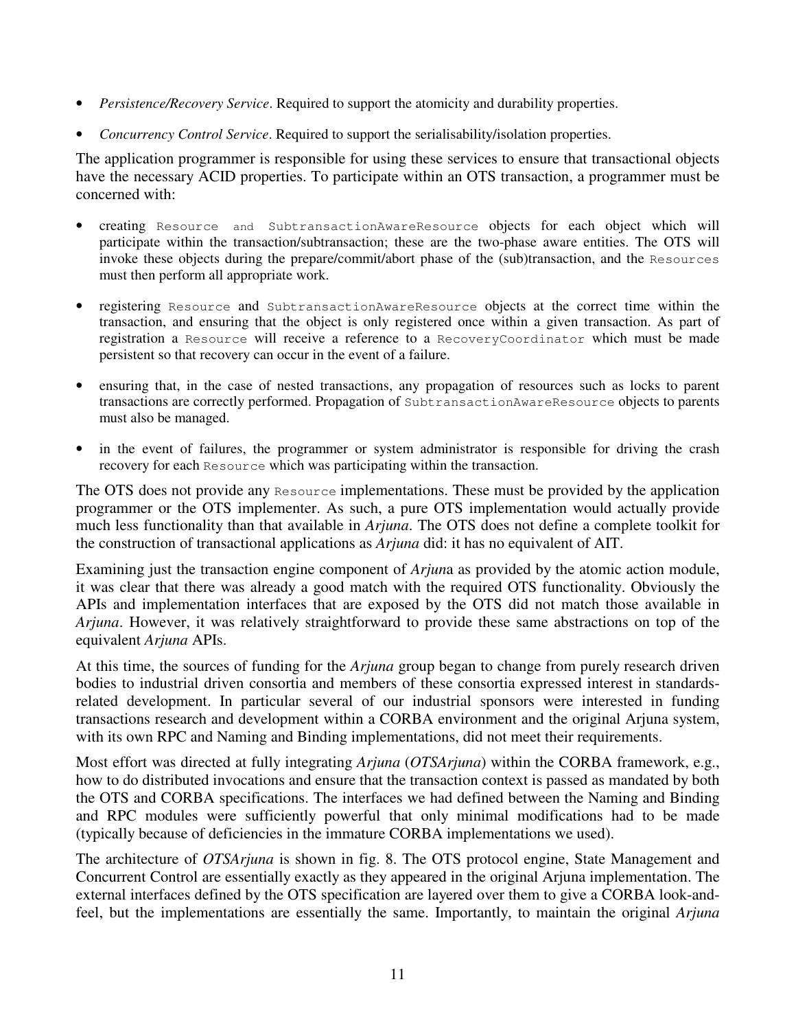- *Persistence/Recovery Service*. Required to support the atomicity and durability properties.
- *Concurrency Control Service*. Required to support the serialisability/isolation properties.

The application programmer is responsible for using these services to ensure that transactional objects have the necessary ACID properties. To participate within an OTS transaction, a programmer must be concerned with:

- creating `Resource and SubtransactionAwareResource` objects for each object which will participate within the transaction/subtransaction; these are the two-phase aware entities. The OTS will invoke these objects during the prepare/commit/abort phase of the (sub)transaction, and the `Resources` must then perform all appropriate work.
- registering `Resource` and `SubtransactionAwareResource` objects at the correct time within the transaction, and ensuring that the object is only registered once within a given transaction. As part of registration a `Resource` will receive a reference to a `RecoveryCoordinator` which must be made persistent so that recovery can occur in the event of a failure.
- ensuring that, in the case of nested transactions, any propagation of resources such as locks to parent transactions are correctly performed. Propagation of `SubtransactionAwareResource` objects to parents must also be managed.
- in the event of failures, the programmer or system administrator is responsible for driving the crash recovery for each `Resource` which was participating within the transaction.

The OTS does not provide any `Resource` implementations. These must be provided by the application programmer or the OTS implementer. As such, a pure OTS implementation would actually provide much less functionality than that available in *Arjuna*. The OTS does not define a complete toolkit for the construction of transactional applications as *Arjuna* did: it has no equivalent of AIT.

Examining just the transaction engine component of *Arjun*a as provided by the atomic action module, it was clear that there was already a good match with the required OTS functionality. Obviously the APIs and implementation interfaces that are exposed by the OTS did not match those available in *Arjuna*. However, it was relatively straightforward to provide these same abstractions on top of the equivalent *Arjuna* APIs.

At this time, the sources of funding for the *Arjuna* group began to change from purely research driven bodies to industrial driven consortia and members of these consortia expressed interest in standards-related development. In particular several of our industrial sponsors were interested in funding transactions research and development within a CORBA environment and the original Arjuna system, with its own RPC and Naming and Binding implementations, did not meet their requirements.

Most effort was directed at fully integrating *Arjuna* (*OTSArjuna*) within the CORBA framework, e.g., how to do distributed invocations and ensure that the transaction context is passed as mandated by both the OTS and CORBA specifications. The interfaces we had defined between the Naming and Binding and RPC modules were sufficiently powerful that only minimal modifications had to be made (typically because of deficiencies in the immature CORBA implementations we used).

The architecture of *OTSArjuna* is shown in fig. 8. The OTS protocol engine, State Management and Concurrent Control are essentially exactly as they appeared in the original Arjuna implementation. The external interfaces defined by the OTS specification are layered over them to give a CORBA look-and-feel, but the implementations are essentially the same. Importantly, to maintain the original *Arjuna*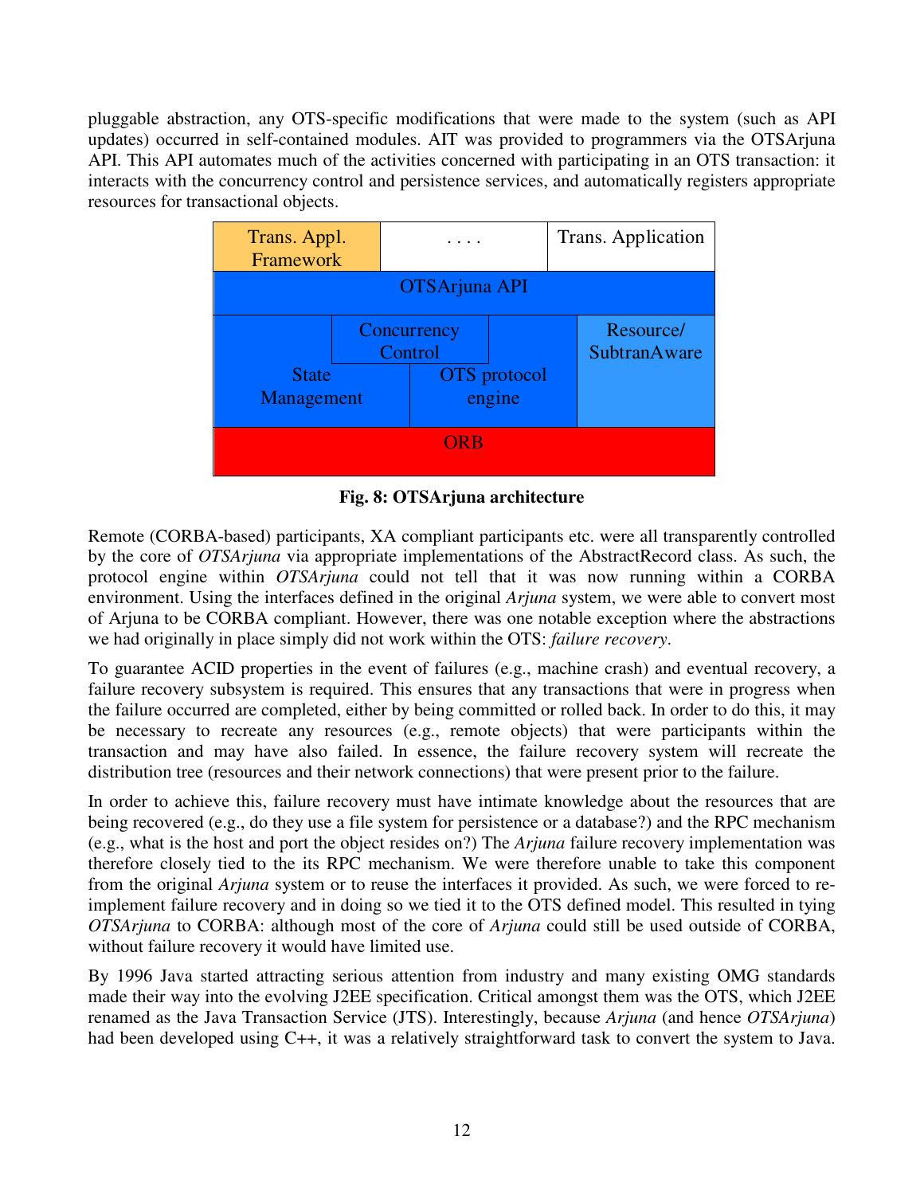pluggable abstraction, any OTS-specific modifications that were made to the system (such as API updates) occurred in self-contained modules. AIT was provided to programmers via the OTSArjuna API. This API automates much of the activities concerned with participating in an OTS transaction: it interacts with the concurrency control and persistence services, and automatically registers appropriate resources for transactional objects.

| Trans. Appl. Framework | . . . . | Trans. Application |
|---|---|---|
| OTSArjuna API | | |
| Concurrency Control / State Management | OTS protocol engine | Resource/ SubtranAware |
| ORB | | |

**Fig. 8: OTSArjuna architecture**

Remote (CORBA-based) participants, XA compliant participants etc. were all transparently controlled by the core of *OTSArjuna* via appropriate implementations of the AbstractRecord class. As such, the protocol engine within *OTSArjuna* could not tell that it was now running within a CORBA environment. Using the interfaces defined in the original *Arjuna* system, we were able to convert most of Arjuna to be CORBA compliant. However, there was one notable exception where the abstractions we had originally in place simply did not work within the OTS: *failure recovery*.

To guarantee ACID properties in the event of failures (e.g., machine crash) and eventual recovery, a failure recovery subsystem is required. This ensures that any transactions that were in progress when the failure occurred are completed, either by being committed or rolled back. In order to do this, it may be necessary to recreate any resources (e.g., remote objects) that were participants within the transaction and may have also failed. In essence, the failure recovery system will recreate the distribution tree (resources and their network connections) that were present prior to the failure.

In order to achieve this, failure recovery must have intimate knowledge about the resources that are being recovered (e.g., do they use a file system for persistence or a database?) and the RPC mechanism (e.g., what is the host and port the object resides on?) The *Arjuna* failure recovery implementation was therefore closely tied to the its RPC mechanism. We were therefore unable to take this component from the original *Arjuna* system or to reuse the interfaces it provided. As such, we were forced to re-implement failure recovery and in doing so we tied it to the OTS defined model. This resulted in tying *OTSArjuna* to CORBA: although most of the core of *Arjuna* could still be used outside of CORBA, without failure recovery it would have limited use.

By 1996 Java started attracting serious attention from industry and many existing OMG standards made their way into the evolving J2EE specification. Critical amongst them was the OTS, which J2EE renamed as the Java Transaction Service (JTS). Interestingly, because *Arjuna* (and hence *OTSArjuna*) had been developed using C++, it was a relatively straightforward task to convert the system to Java.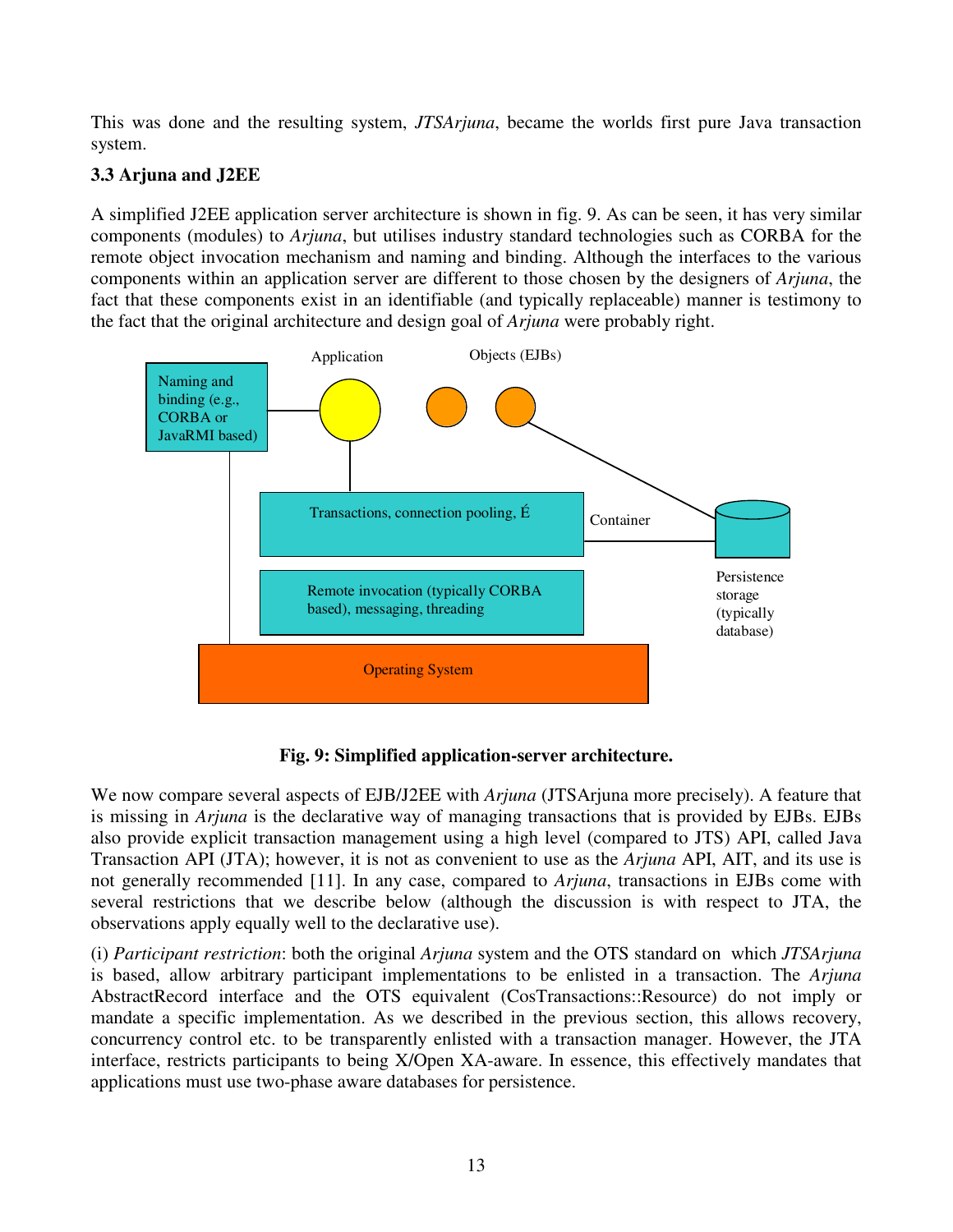This was done and the resulting system, *JTSArjuna*, became the worlds first pure Java transaction system.

### 3.3 Arjuna and J2EE

A simplified J2EE application server architecture is shown in fig. 9. As can be seen, it has very similar components (modules) to *Arjuna*, but utilises industry standard technologies such as CORBA for the remote object invocation mechanism and naming and binding. Although the interfaces to the various components within an application server are different to those chosen by the designers of *Arjuna*, the fact that these components exist in an identifiable (and typically replaceable) manner is testimony to the fact that the original architecture and design goal of *Arjuna* were probably right.

**Fig. 9: Simplified application-server architecture.**

We now compare several aspects of EJB/J2EE with *Arjuna* (JTSArjuna more precisely). A feature that is missing in *Arjuna* is the declarative way of managing transactions that is provided by EJBs. EJBs also provide explicit transaction management using a high level (compared to JTS) API, called Java Transaction API (JTA); however, it is not as convenient to use as the *Arjuna* API, AIT, and its use is not generally recommended [11]. In any case, compared to *Arjuna*, transactions in EJBs come with several restrictions that we describe below (although the discussion is with respect to JTA, the observations apply equally well to the declarative use).

(i) *Participant restriction*: both the original *Arjuna* system and the OTS standard on which *JTSArjuna* is based, allow arbitrary participant implementations to be enlisted in a transaction. The *Arjuna* AbstractRecord interface and the OTS equivalent (CosTransactions::Resource) do not imply or mandate a specific implementation. As we described in the previous section, this allows recovery, concurrency control etc. to be transparently enlisted with a transaction manager. However, the JTA interface, restricts participants to being X/Open XA-aware. In essence, this effectively mandates that applications must use two-phase aware databases for persistence.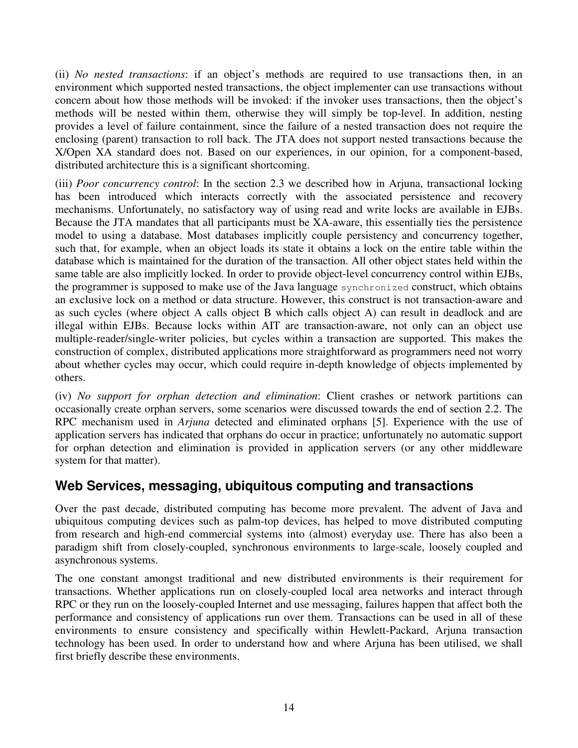(ii) *No nested transactions*: if an object's methods are required to use transactions then, in an environment which supported nested transactions, the object implementer can use transactions without concern about how those methods will be invoked: if the invoker uses transactions, then the object's methods will be nested within them, otherwise they will simply be top-level. In addition, nesting provides a level of failure containment, since the failure of a nested transaction does not require the enclosing (parent) transaction to roll back. The JTA does not support nested transactions because the X/Open XA standard does not. Based on our experiences, in our opinion, for a component-based, distributed architecture this is a significant shortcoming.

(iii) *Poor concurrency control*: In the section 2.3 we described how in Arjuna, transactional locking has been introduced which interacts correctly with the associated persistence and recovery mechanisms. Unfortunately, no satisfactory way of using read and write locks are available in EJBs. Because the JTA mandates that all participants must be XA-aware, this essentially ties the persistence model to using a database. Most databases implicitly couple persistency and concurrency together, such that, for example, when an object loads its state it obtains a lock on the entire table within the database which is maintained for the duration of the transaction. All other object states held within the same table are also implicitly locked. In order to provide object-level concurrency control within EJBs, the programmer is supposed to make use of the Java language `synchronized` construct, which obtains an exclusive lock on a method or data structure. However, this construct is not transaction-aware and as such cycles (where object A calls object B which calls object A) can result in deadlock and are illegal within EJBs. Because locks within AIT are transaction-aware, not only can an object use multiple-reader/single-writer policies, but cycles within a transaction are supported. This makes the construction of complex, distributed applications more straightforward as programmers need not worry about whether cycles may occur, which could require in-depth knowledge of objects implemented by others.

(iv) *No support for orphan detection and elimination*: Client crashes or network partitions can occasionally create orphan servers, some scenarios were discussed towards the end of section 2.2. The RPC mechanism used in *Arjuna* detected and eliminated orphans [5]. Experience with the use of application servers has indicated that orphans do occur in practice; unfortunately no automatic support for orphan detection and elimination is provided in application servers (or any other middleware system for that matter).

## Web Services, messaging, ubiquitous computing and transactions

Over the past decade, distributed computing has become more prevalent. The advent of Java and ubiquitous computing devices such as palm-top devices, has helped to move distributed computing from research and high-end commercial systems into (almost) everyday use. There has also been a paradigm shift from closely-coupled, synchronous environments to large-scale, loosely coupled and asynchronous systems.

The one constant amongst traditional and new distributed environments is their requirement for transactions. Whether applications run on closely-coupled local area networks and interact through RPC or they run on the loosely-coupled Internet and use messaging, failures happen that affect both the performance and consistency of applications run over them. Transactions can be used in all of these environments to ensure consistency and specifically within Hewlett-Packard, Arjuna transaction technology has been used. In order to understand how and where Arjuna has been utilised, we shall first briefly describe these environments.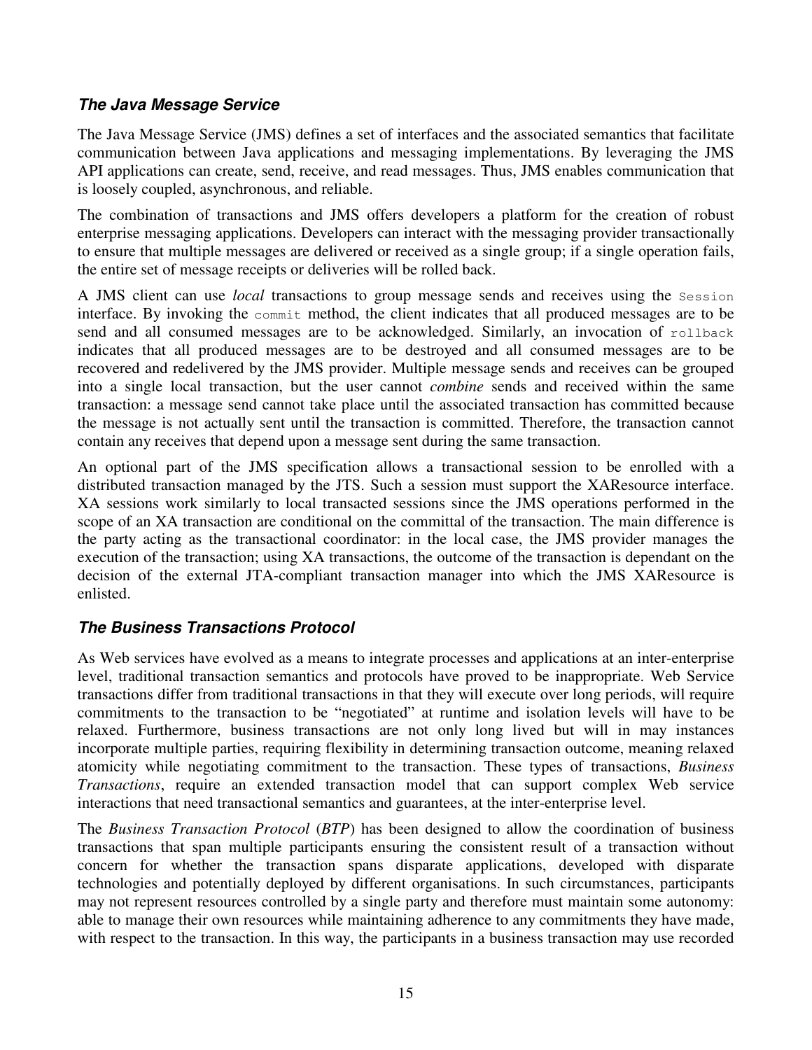### *The Java Message Service*

The Java Message Service (JMS) defines a set of interfaces and the associated semantics that facilitate communication between Java applications and messaging implementations. By leveraging the JMS API applications can create, send, receive, and read messages. Thus, JMS enables communication that is loosely coupled, asynchronous, and reliable.

The combination of transactions and JMS offers developers a platform for the creation of robust enterprise messaging applications. Developers can interact with the messaging provider transactionally to ensure that multiple messages are delivered or received as a single group; if a single operation fails, the entire set of message receipts or deliveries will be rolled back.

A JMS client can use *local* transactions to group message sends and receives using the `Session` interface. By invoking the `commit` method, the client indicates that all produced messages are to be send and all consumed messages are to be acknowledged. Similarly, an invocation of `rollback` indicates that all produced messages are to be destroyed and all consumed messages are to be recovered and redelivered by the JMS provider. Multiple message sends and receives can be grouped into a single local transaction, but the user cannot *combine* sends and received within the same transaction: a message send cannot take place until the associated transaction has committed because the message is not actually sent until the transaction is committed. Therefore, the transaction cannot contain any receives that depend upon a message sent during the same transaction.

An optional part of the JMS specification allows a transactional session to be enrolled with a distributed transaction managed by the JTS. Such a session must support the XAResource interface. XA sessions work similarly to local transacted sessions since the JMS operations performed in the scope of an XA transaction are conditional on the committal of the transaction. The main difference is the party acting as the transactional coordinator: in the local case, the JMS provider manages the execution of the transaction; using XA transactions, the outcome of the transaction is dependant on the decision of the external JTA-compliant transaction manager into which the JMS XAResource is enlisted.

### *The Business Transactions Protocol*

As Web services have evolved as a means to integrate processes and applications at an inter-enterprise level, traditional transaction semantics and protocols have proved to be inappropriate. Web Service transactions differ from traditional transactions in that they will execute over long periods, will require commitments to the transaction to be "negotiated" at runtime and isolation levels will have to be relaxed. Furthermore, business transactions are not only long lived but will in may instances incorporate multiple parties, requiring flexibility in determining transaction outcome, meaning relaxed atomicity while negotiating commitment to the transaction. These types of transactions, *Business Transactions*, require an extended transaction model that can support complex Web service interactions that need transactional semantics and guarantees, at the inter-enterprise level.

The *Business Transaction Protocol* (*BTP*) has been designed to allow the coordination of business transactions that span multiple participants ensuring the consistent result of a transaction without concern for whether the transaction spans disparate applications, developed with disparate technologies and potentially deployed by different organisations. In such circumstances, participants may not represent resources controlled by a single party and therefore must maintain some autonomy: able to manage their own resources while maintaining adherence to any commitments they have made, with respect to the transaction. In this way, the participants in a business transaction may use recorded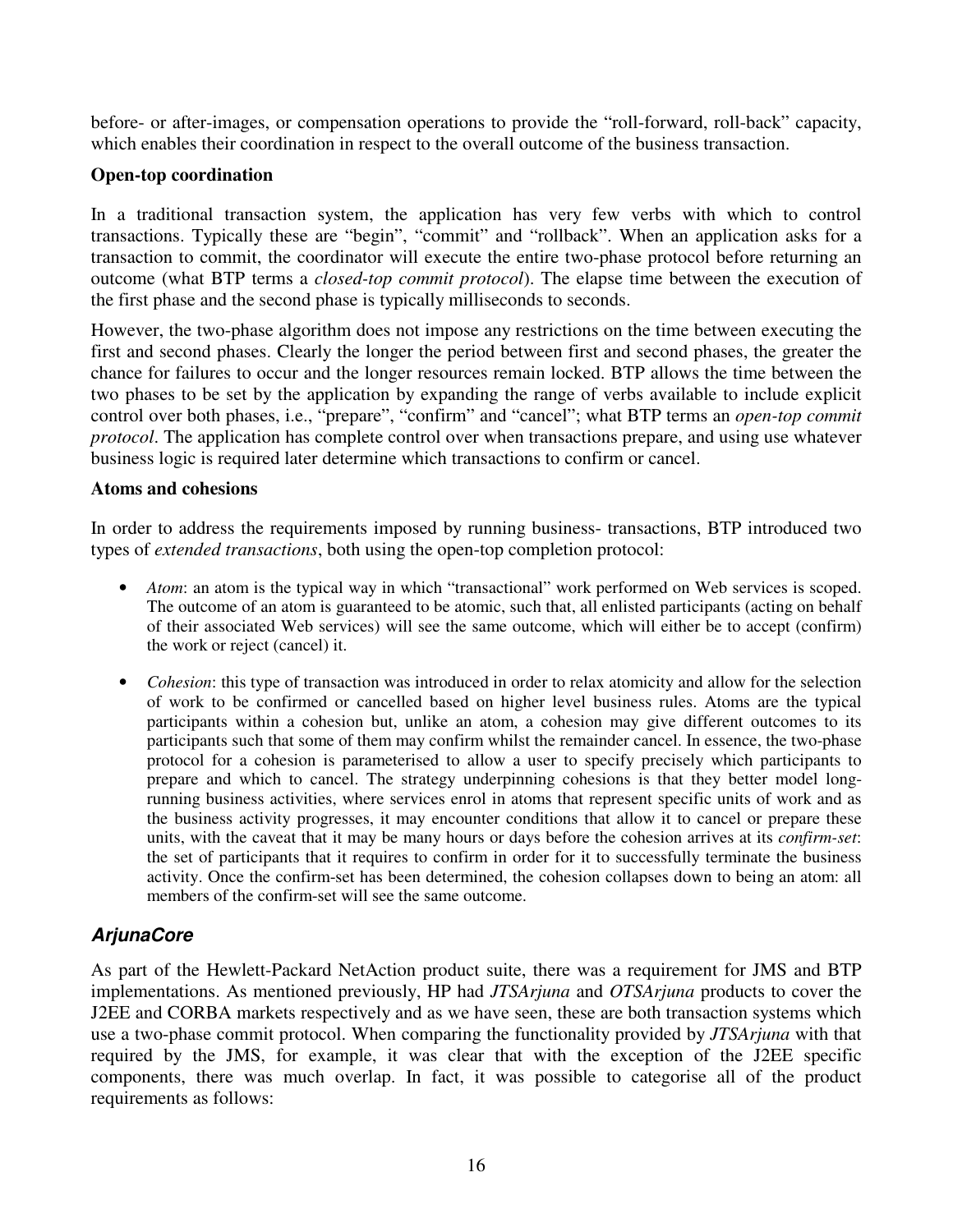before- or after-images, or compensation operations to provide the "roll-forward, roll-back" capacity, which enables their coordination in respect to the overall outcome of the business transaction.

**Open-top coordination**

In a traditional transaction system, the application has very few verbs with which to control transactions. Typically these are "begin", "commit" and "rollback". When an application asks for a transaction to commit, the coordinator will execute the entire two-phase protocol before returning an outcome (what BTP terms a *closed-top commit protocol*). The elapse time between the execution of the first phase and the second phase is typically milliseconds to seconds.

However, the two-phase algorithm does not impose any restrictions on the time between executing the first and second phases. Clearly the longer the period between first and second phases, the greater the chance for failures to occur and the longer resources remain locked. BTP allows the time between the two phases to be set by the application by expanding the range of verbs available to include explicit control over both phases, i.e., "prepare", "confirm" and "cancel"; what BTP terms an *open-top commit protocol*. The application has complete control over when transactions prepare, and using use whatever business logic is required later determine which transactions to confirm or cancel.

**Atoms and cohesions**

In order to address the requirements imposed by running business- transactions, BTP introduced two types of *extended transactions*, both using the open-top completion protocol:

- *Atom*: an atom is the typical way in which "transactional" work performed on Web services is scoped. The outcome of an atom is guaranteed to be atomic, such that, all enlisted participants (acting on behalf of their associated Web services) will see the same outcome, which will either be to accept (confirm) the work or reject (cancel) it.
- *Cohesion*: this type of transaction was introduced in order to relax atomicity and allow for the selection of work to be confirmed or cancelled based on higher level business rules. Atoms are the typical participants within a cohesion but, unlike an atom, a cohesion may give different outcomes to its participants such that some of them may confirm whilst the remainder cancel. In essence, the two-phase protocol for a cohesion is parameterised to allow a user to specify precisely which participants to prepare and which to cancel. The strategy underpinning cohesions is that they better model long-running business activities, where services enrol in atoms that represent specific units of work and as the business activity progresses, it may encounter conditions that allow it to cancel or prepare these units, with the caveat that it may be many hours or days before the cohesion arrives at its *confirm-set*: the set of participants that it requires to confirm in order for it to successfully terminate the business activity. Once the confirm-set has been determined, the cohesion collapses down to being an atom: all members of the confirm-set will see the same outcome.

## *ArjunaCore*

As part of the Hewlett-Packard NetAction product suite, there was a requirement for JMS and BTP implementations. As mentioned previously, HP had *JTSArjuna* and *OTSArjuna* products to cover the J2EE and CORBA markets respectively and as we have seen, these are both transaction systems which use a two-phase commit protocol. When comparing the functionality provided by *JTSArjuna* with that required by the JMS, for example, it was clear that with the exception of the J2EE specific components, there was much overlap. In fact, it was possible to categorise all of the product requirements as follows: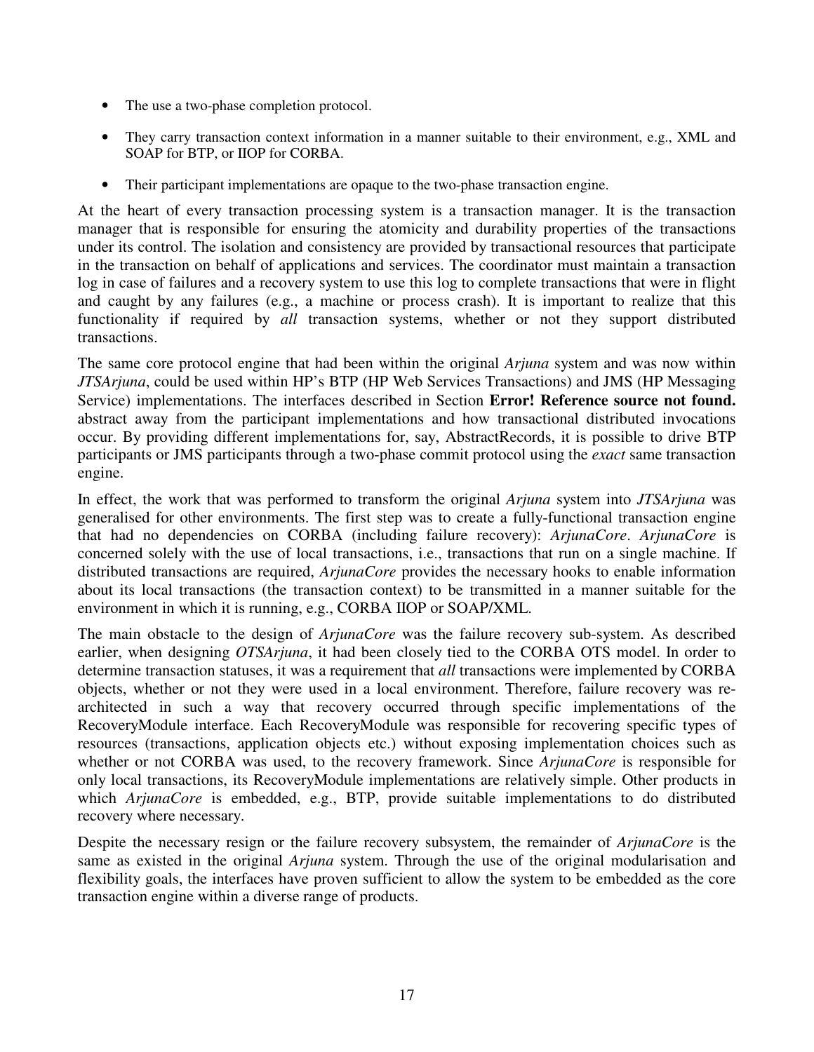- The use a two-phase completion protocol.
- They carry transaction context information in a manner suitable to their environment, e.g., XML and SOAP for BTP, or IIOP for CORBA.
- Their participant implementations are opaque to the two-phase transaction engine.

At the heart of every transaction processing system is a transaction manager. It is the transaction manager that is responsible for ensuring the atomicity and durability properties of the transactions under its control. The isolation and consistency are provided by transactional resources that participate in the transaction on behalf of applications and services. The coordinator must maintain a transaction log in case of failures and a recovery system to use this log to complete transactions that were in flight and caught by any failures (e.g., a machine or process crash). It is important to realize that this functionality if required by *all* transaction systems, whether or not they support distributed transactions.

The same core protocol engine that had been within the original *Arjuna* system and was now within *JTSArjuna*, could be used within HP's BTP (HP Web Services Transactions) and JMS (HP Messaging Service) implementations. The interfaces described in Section **Error! Reference source not found.** abstract away from the participant implementations and how transactional distributed invocations occur. By providing different implementations for, say, AbstractRecords, it is possible to drive BTP participants or JMS participants through a two-phase commit protocol using the *exact* same transaction engine.

In effect, the work that was performed to transform the original *Arjuna* system into *JTSArjuna* was generalised for other environments. The first step was to create a fully-functional transaction engine that had no dependencies on CORBA (including failure recovery): *ArjunaCore*. *ArjunaCore* is concerned solely with the use of local transactions, i.e., transactions that run on a single machine. If distributed transactions are required, *ArjunaCore* provides the necessary hooks to enable information about its local transactions (the transaction context) to be transmitted in a manner suitable for the environment in which it is running, e.g., CORBA IIOP or SOAP/XML.

The main obstacle to the design of *ArjunaCore* was the failure recovery sub-system. As described earlier, when designing *OTSArjuna*, it had been closely tied to the CORBA OTS model. In order to determine transaction statuses, it was a requirement that *all* transactions were implemented by CORBA objects, whether or not they were used in a local environment. Therefore, failure recovery was re-architected in such a way that recovery occurred through specific implementations of the RecoveryModule interface. Each RecoveryModule was responsible for recovering specific types of resources (transactions, application objects etc.) without exposing implementation choices such as whether or not CORBA was used, to the recovery framework. Since *ArjunaCore* is responsible for only local transactions, its RecoveryModule implementations are relatively simple. Other products in which *ArjunaCore* is embedded, e.g., BTP, provide suitable implementations to do distributed recovery where necessary.

Despite the necessary resign or the failure recovery subsystem, the remainder of *ArjunaCore* is the same as existed in the original *Arjuna* system. Through the use of the original modularisation and flexibility goals, the interfaces have proven sufficient to allow the system to be embedded as the core transaction engine within a diverse range of products.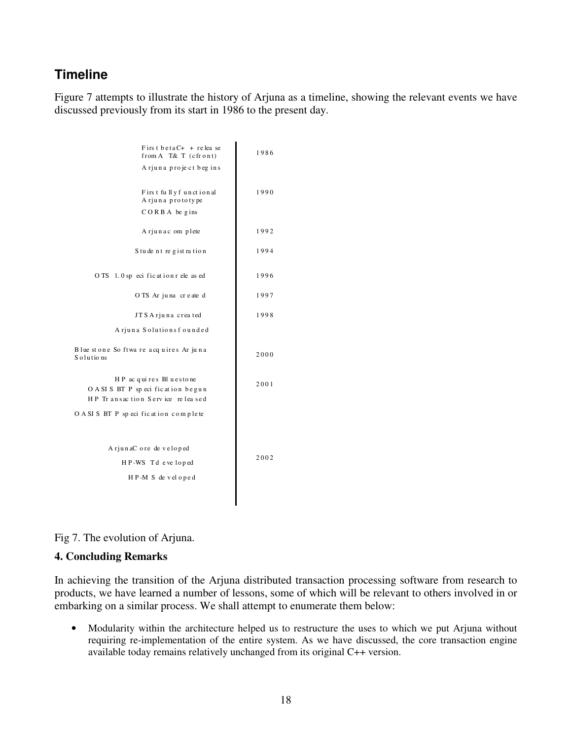## Timeline

Figure 7 attempts to illustrate the history of Arjuna as a timeline, showing the relevant events we have discussed previously from its start in 1986 to the present day.

| Event | Year |
|---|---|
| First beta C++ release from AT&T (cfront) | 1986 |
| Arjuna project begins | |
| First fully functional Arjuna prototype | 1990 |
| CORBA begins | |
| Arjuna complete | 1992 |
| Student registration | 1994 |
| OTS 1.0 specification released | 1996 |
| OTS Arjuna created | 1997 |
| JTS Arjuna created | 1998 |
| Arjuna Solutions founded | |
| Bluestone Software acquires Arjuna Solutions | 2000 |
| HP acquires Bluestone | 2001 |
| OASIS BTP specification begun | |
| HP Transaction Service released | |
| OASIS BTP specification complete | |
| ArjunaCore developed | 2002 |
| HP-WST developed | |
| HP-MS developed | |

Fig 7. The evolution of Arjuna.

### 4. Concluding Remarks

In achieving the transition of the Arjuna distributed transaction processing software from research to products, we have learned a number of lessons, some of which will be relevant to others involved in or embarking on a similar process. We shall attempt to enumerate them below:

- Modularity within the architecture helped us to restructure the uses to which we put Arjuna without requiring re-implementation of the entire system. As we have discussed, the core transaction engine available today remains relatively unchanged from its original C++ version.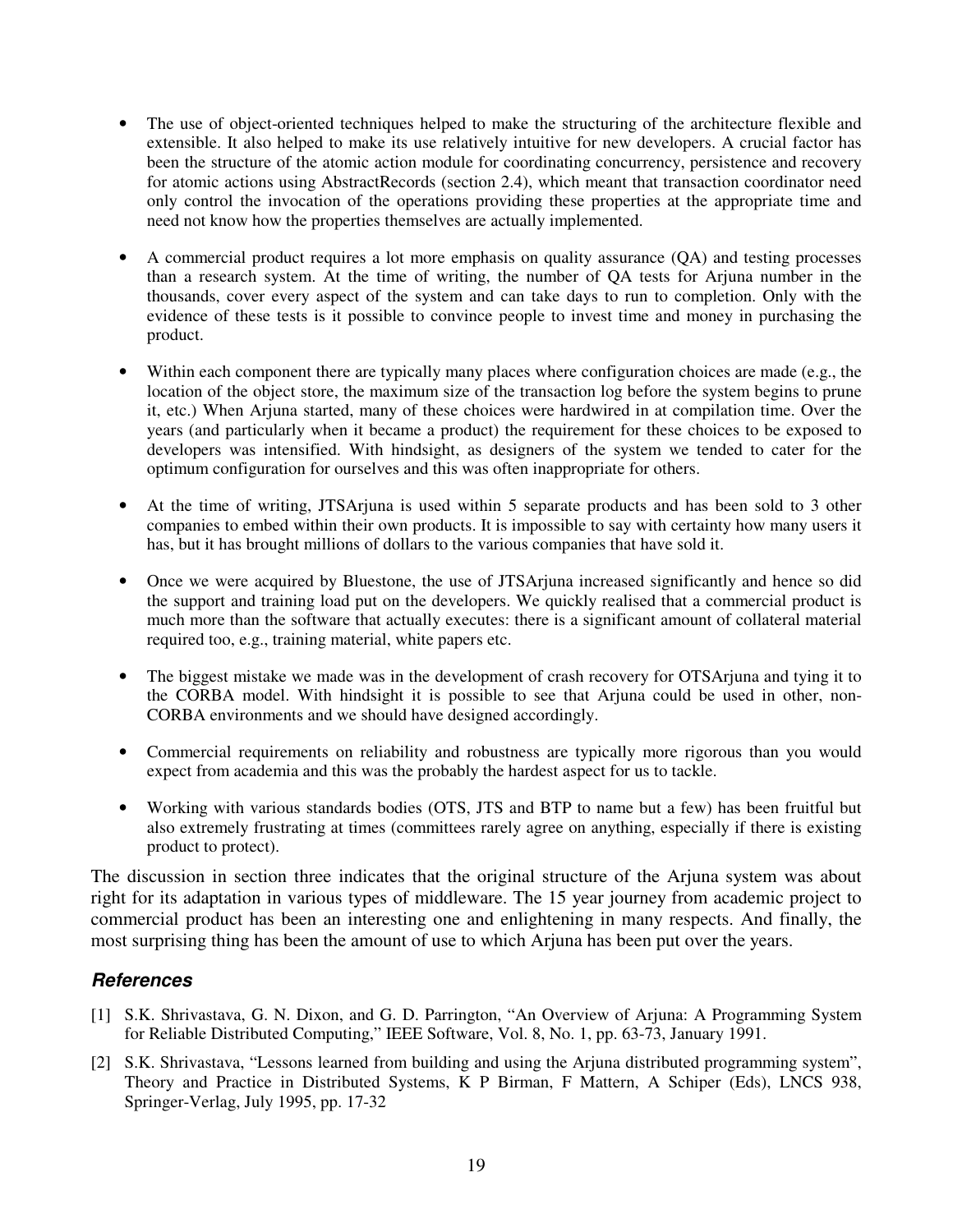- The use of object-oriented techniques helped to make the structuring of the architecture flexible and extensible. It also helped to make its use relatively intuitive for new developers. A crucial factor has been the structure of the atomic action module for coordinating concurrency, persistence and recovery for atomic actions using AbstractRecords (section 2.4), which meant that transaction coordinator need only control the invocation of the operations providing these properties at the appropriate time and need not know how the properties themselves are actually implemented.

- A commercial product requires a lot more emphasis on quality assurance (QA) and testing processes than a research system. At the time of writing, the number of QA tests for Arjuna number in the thousands, cover every aspect of the system and can take days to run to completion. Only with the evidence of these tests is it possible to convince people to invest time and money in purchasing the product.

- Within each component there are typically many places where configuration choices are made (e.g., the location of the object store, the maximum size of the transaction log before the system begins to prune it, etc.) When Arjuna started, many of these choices were hardwired in at compilation time. Over the years (and particularly when it became a product) the requirement for these choices to be exposed to developers was intensified. With hindsight, as designers of the system we tended to cater for the optimum configuration for ourselves and this was often inappropriate for others.

- At the time of writing, JTSArjuna is used within 5 separate products and has been sold to 3 other companies to embed within their own products. It is impossible to say with certainty how many users it has, but it has brought millions of dollars to the various companies that have sold it.

- Once we were acquired by Bluestone, the use of JTSArjuna increased significantly and hence so did the support and training load put on the developers. We quickly realised that a commercial product is much more than the software that actually executes: there is a significant amount of collateral material required too, e.g., training material, white papers etc.

- The biggest mistake we made was in the development of crash recovery for OTSArjuna and tying it to the CORBA model. With hindsight it is possible to see that Arjuna could be used in other, non-CORBA environments and we should have designed accordingly.

- Commercial requirements on reliability and robustness are typically more rigorous than you would expect from academia and this was the probably the hardest aspect for us to tackle.

- Working with various standards bodies (OTS, JTS and BTP to name but a few) has been fruitful but also extremely frustrating at times (committees rarely agree on anything, especially if there is existing product to protect).

The discussion in section three indicates that the original structure of the Arjuna system was about right for its adaptation in various types of middleware. The 15 year journey from academic project to commercial product has been an interesting one and enlightening in many respects. And finally, the most surprising thing has been the amount of use to which Arjuna has been put over the years.

## *References*

[1] S.K. Shrivastava, G. N. Dixon, and G. D. Parrington, "An Overview of Arjuna: A Programming System for Reliable Distributed Computing," IEEE Software, Vol. 8, No. 1, pp. 63-73, January 1991.

[2] S.K. Shrivastava, "Lessons learned from building and using the Arjuna distributed programming system", Theory and Practice in Distributed Systems, K P Birman, F Mattern, A Schiper (Eds), LNCS 938, Springer-Verlag, July 1995, pp. 17-32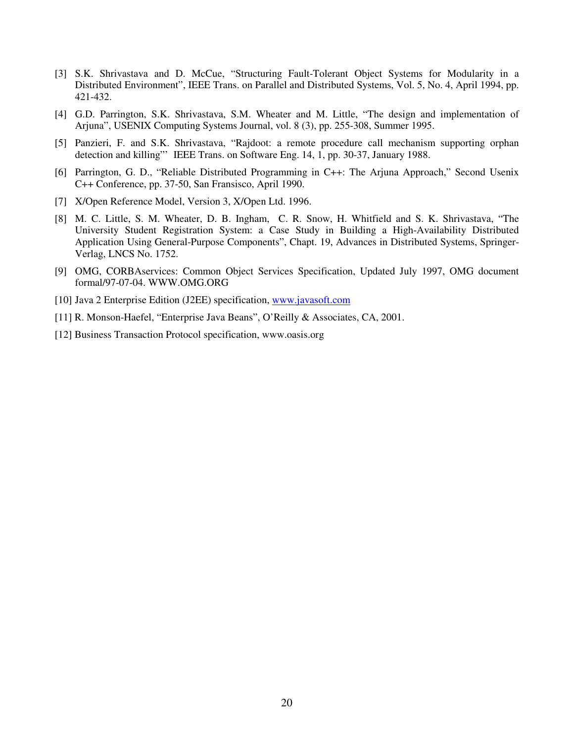[3] S.K. Shrivastava and D. McCue, "Structuring Fault-Tolerant Object Systems for Modularity in a Distributed Environment", IEEE Trans. on Parallel and Distributed Systems, Vol. 5, No. 4, April 1994, pp. 421-432.

[4] G.D. Parrington, S.K. Shrivastava, S.M. Wheater and M. Little, "The design and implementation of Arjuna", USENIX Computing Systems Journal, vol. 8 (3), pp. 255-308, Summer 1995.

[5] Panzieri, F. and S.K. Shrivastava, "Rajdoot: a remote procedure call mechanism supporting orphan detection and killing"' IEEE Trans. on Software Eng. 14, 1, pp. 30-37, January 1988.

[6] Parrington, G. D., "Reliable Distributed Programming in C++: The Arjuna Approach," Second Usenix C++ Conference, pp. 37-50, San Fransisco, April 1990.

[7] X/Open Reference Model, Version 3, X/Open Ltd. 1996.

[8] M. C. Little, S. M. Wheater, D. B. Ingham, C. R. Snow, H. Whitfield and S. K. Shrivastava, "The University Student Registration System: a Case Study in Building a High-Availability Distributed Application Using General-Purpose Components", Chapt. 19, Advances in Distributed Systems, Springer-Verlag, LNCS No. 1752.

[9] OMG, CORBAservices: Common Object Services Specification, Updated July 1997, OMG document formal/97-07-04. WWW.OMG.ORG

[10] Java 2 Enterprise Edition (J2EE) specification, www.javasoft.com

[11] R. Monson-Haefel, "Enterprise Java Beans", O'Reilly & Associates, CA, 2001.

[12] Business Transaction Protocol specification, www.oasis.org